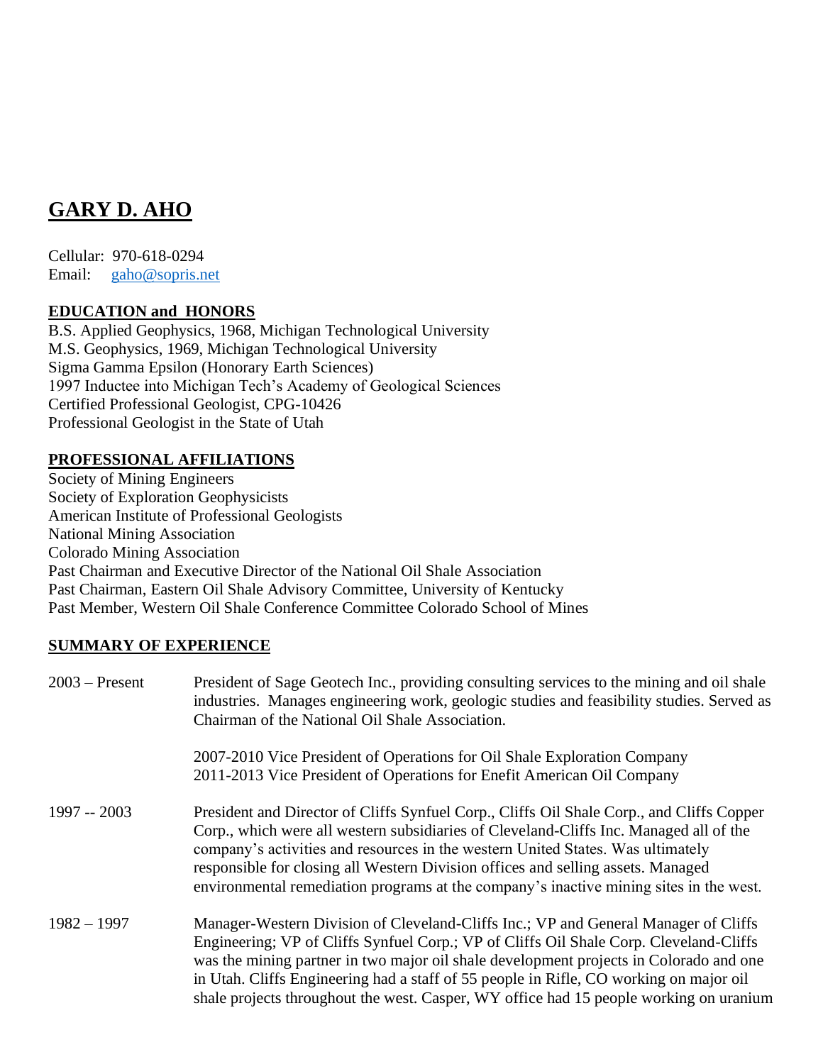# GARY D. AHO

Cellular: 970-618-0294
Email: gaho@sopris.net

## EDUCATION and HONORS

B.S. Applied Geophysics, 1968, Michigan Technological University
M.S. Geophysics, 1969, Michigan Technological University
Sigma Gamma Epsilon (Honorary Earth Sciences)
1997 Inductee into Michigan Tech's Academy of Geological Sciences
Certified Professional Geologist, CPG-10426
Professional Geologist in the State of Utah

## PROFESSIONAL AFFILIATIONS

Society of Mining Engineers
Society of Exploration Geophysicists
American Institute of Professional Geologists
National Mining Association
Colorado Mining Association
Past Chairman and Executive Director of the National Oil Shale Association
Past Chairman, Eastern Oil Shale Advisory Committee, University of Kentucky
Past Member, Western Oil Shale Conference Committee Colorado School of Mines

## SUMMARY OF EXPERIENCE

**2003 – Present**

President of Sage Geotech Inc., providing consulting services to the mining and oil shale industries. Manages engineering work, geologic studies and feasibility studies. Served as Chairman of the National Oil Shale Association.

2007-2010 Vice President of Operations for Oil Shale Exploration Company
2011-2013 Vice President of Operations for Enefit American Oil Company

**1997 -- 2003**

President and Director of Cliffs Synfuel Corp., Cliffs Oil Shale Corp., and Cliffs Copper Corp., which were all western subsidiaries of Cleveland-Cliffs Inc. Managed all of the company's activities and resources in the western United States. Was ultimately responsible for closing all Western Division offices and selling assets. Managed environmental remediation programs at the company's inactive mining sites in the west.

**1982 – 1997**

Manager-Western Division of Cleveland-Cliffs Inc.; VP and General Manager of Cliffs Engineering; VP of Cliffs Synfuel Corp.; VP of Cliffs Oil Shale Corp. Cleveland-Cliffs was the mining partner in two major oil shale development projects in Colorado and one in Utah. Cliffs Engineering had a staff of 55 people in Rifle, CO working on major oil shale projects throughout the west. Casper, WY office had 15 people working on uranium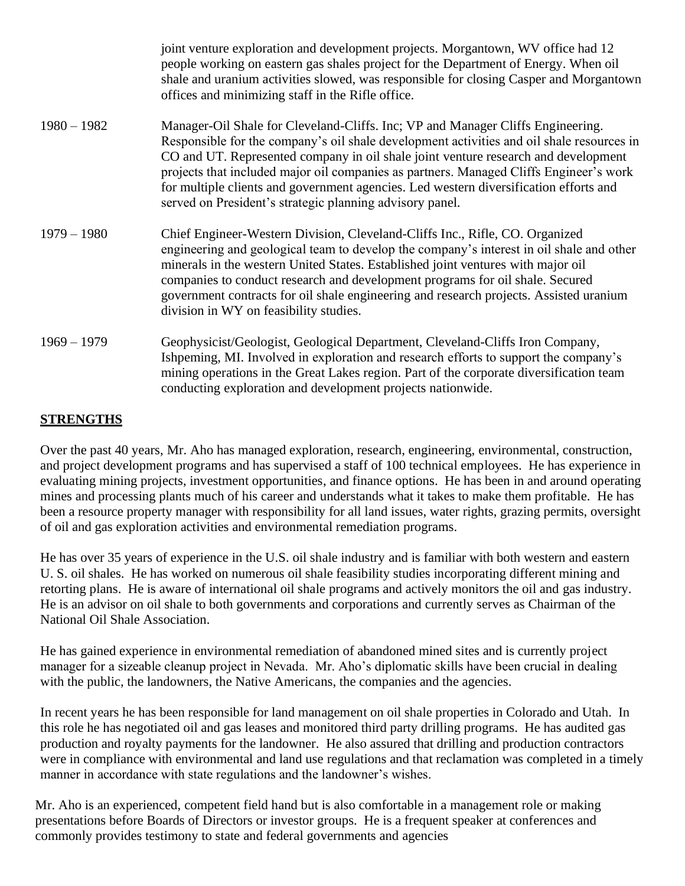joint venture exploration and development projects. Morgantown, WV office had 12 people working on eastern gas shales project for the Department of Energy. When oil shale and uranium activities slowed, was responsible for closing Casper and Morgantown offices and minimizing staff in the Rifle office.

| | |
|---|---|
| 1980 – 1982 | Manager-Oil Shale for Cleveland-Cliffs. Inc; VP and Manager Cliffs Engineering. Responsible for the company's oil shale development activities and oil shale resources in CO and UT. Represented company in oil shale joint venture research and development projects that included major oil companies as partners. Managed Cliffs Engineer's work for multiple clients and government agencies. Led western diversification efforts and served on President's strategic planning advisory panel. |
| 1979 – 1980 | Chief Engineer-Western Division, Cleveland-Cliffs Inc., Rifle, CO. Organized engineering and geological team to develop the company's interest in oil shale and other minerals in the western United States. Established joint ventures with major oil companies to conduct research and development programs for oil shale. Secured government contracts for oil shale engineering and research projects. Assisted uranium division in WY on feasibility studies. |
| 1969 – 1979 | Geophysicist/Geologist, Geological Department, Cleveland-Cliffs Iron Company, Ishpeming, MI. Involved in exploration and research efforts to support the company's mining operations in the Great Lakes region. Part of the corporate diversification team conducting exploration and development projects nationwide. |

## **STRENGTHS**

Over the past 40 years, Mr. Aho has managed exploration, research, engineering, environmental, construction, and project development programs and has supervised a staff of 100 technical employees. He has experience in evaluating mining projects, investment opportunities, and finance options. He has been in and around operating mines and processing plants much of his career and understands what it takes to make them profitable. He has been a resource property manager with responsibility for all land issues, water rights, grazing permits, oversight of oil and gas exploration activities and environmental remediation programs.

He has over 35 years of experience in the U.S. oil shale industry and is familiar with both western and eastern U. S. oil shales. He has worked on numerous oil shale feasibility studies incorporating different mining and retorting plans. He is aware of international oil shale programs and actively monitors the oil and gas industry. He is an advisor on oil shale to both governments and corporations and currently serves as Chairman of the National Oil Shale Association.

He has gained experience in environmental remediation of abandoned mined sites and is currently project manager for a sizeable cleanup project in Nevada. Mr. Aho's diplomatic skills have been crucial in dealing with the public, the landowners, the Native Americans, the companies and the agencies.

In recent years he has been responsible for land management on oil shale properties in Colorado and Utah. In this role he has negotiated oil and gas leases and monitored third party drilling programs. He has audited gas production and royalty payments for the landowner. He also assured that drilling and production contractors were in compliance with environmental and land use regulations and that reclamation was completed in a timely manner in accordance with state regulations and the landowner's wishes.

Mr. Aho is an experienced, competent field hand but is also comfortable in a management role or making presentations before Boards of Directors or investor groups. He is a frequent speaker at conferences and commonly provides testimony to state and federal governments and agencies